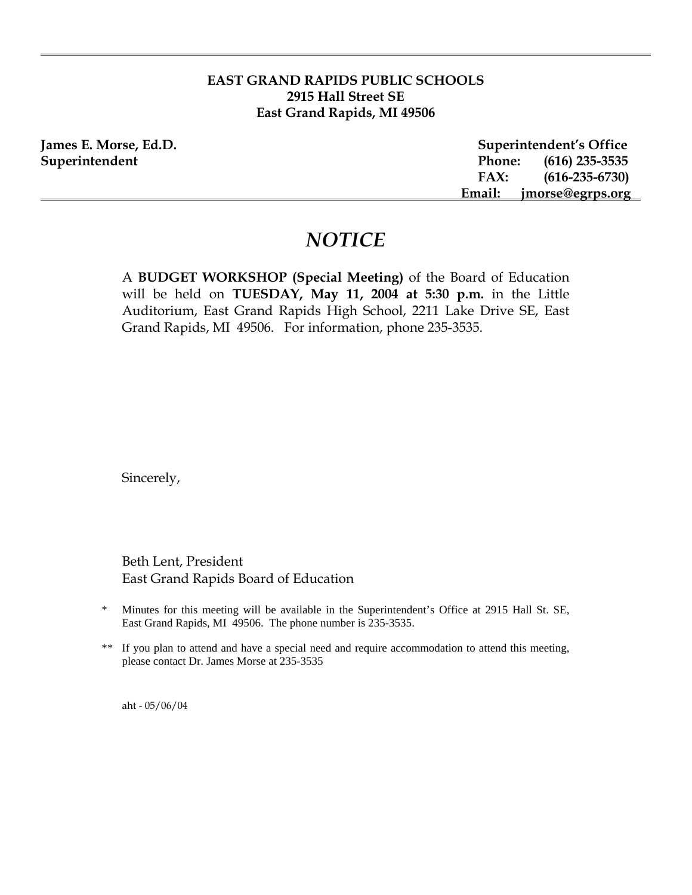**EAST GRAND RAPIDS PUBLIC SCHOOLS**
**2915 Hall Street SE**
**East Grand Rapids, MI 49506**

**James E. Morse, Ed.D.**
**Superintendent**

**Superintendent's Office**
**Phone: (616) 235-3535**
**FAX: (616-235-6730)**
**Email: jmorse@egrps.org**

---

# *NOTICE*

A **BUDGET WORKSHOP (Special Meeting)** of the Board of Education will be held on **TUESDAY, May 11, 2004 at 5:30 p.m.** in the Little Auditorium, East Grand Rapids High School, 2211 Lake Drive SE, East Grand Rapids, MI 49506. For information, phone 235-3535.

Sincerely,

Beth Lent, President
East Grand Rapids Board of Education

\* Minutes for this meeting will be available in the Superintendent's Office at 2915 Hall St. SE, East Grand Rapids, MI 49506. The phone number is 235-3535.

\*\* If you plan to attend and have a special need and require accommodation to attend this meeting, please contact Dr. James Morse at 235-3535

aht - 05/06/04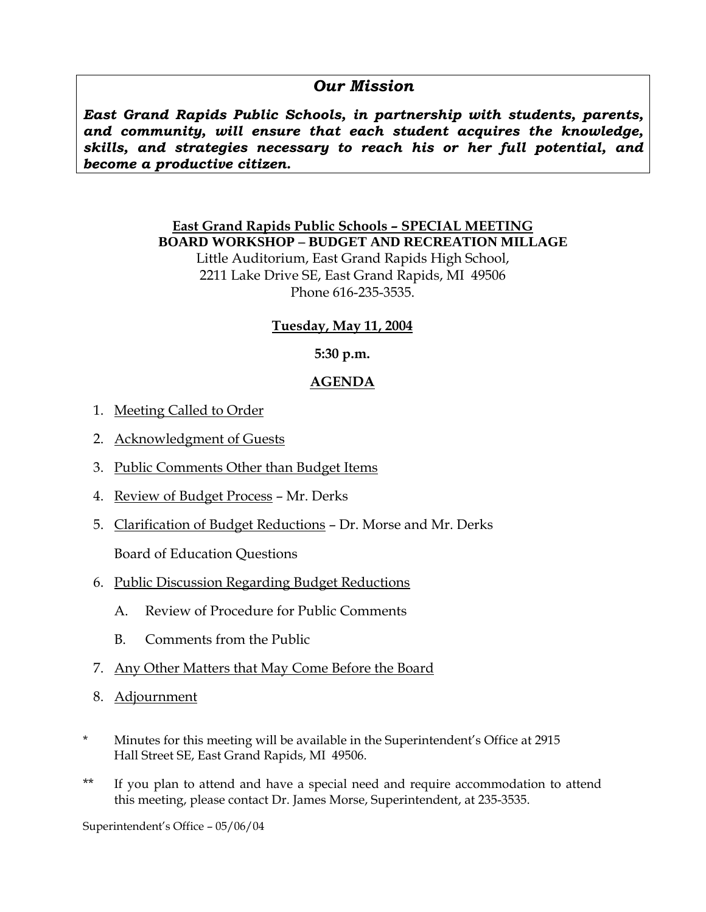## *Our Mission*

***East Grand Rapids Public Schools, in partnership with students, parents, and community, will ensure that each student acquires the knowledge, skills, and strategies necessary to reach his or her full potential, and become a productive citizen.***

**East Grand Rapids Public Schools – SPECIAL MEETING**
**BOARD WORKSHOP – BUDGET AND RECREATION MILLAGE**
Little Auditorium, East Grand Rapids High School,
2211 Lake Drive SE, East Grand Rapids, MI 49506
Phone 616-235-3535.

**Tuesday, May 11, 2004**

**5:30 p.m.**

**AGENDA**

1. Meeting Called to Order
2. Acknowledgment of Guests
3. Public Comments Other than Budget Items
4. Review of Budget Process – Mr. Derks
5. Clarification of Budget Reductions – Dr. Morse and Mr. Derks

   Board of Education Questions
6. Public Discussion Regarding Budget Reductions
   - A. Review of Procedure for Public Comments
   - B. Comments from the Public
7. Any Other Matters that May Come Before the Board
8. Adjournment

\* Minutes for this meeting will be available in the Superintendent's Office at 2915 Hall Street SE, East Grand Rapids, MI 49506.

\*\* If you plan to attend and have a special need and require accommodation to attend this meeting, please contact Dr. James Morse, Superintendent, at 235-3535.

Superintendent's Office – 05/06/04